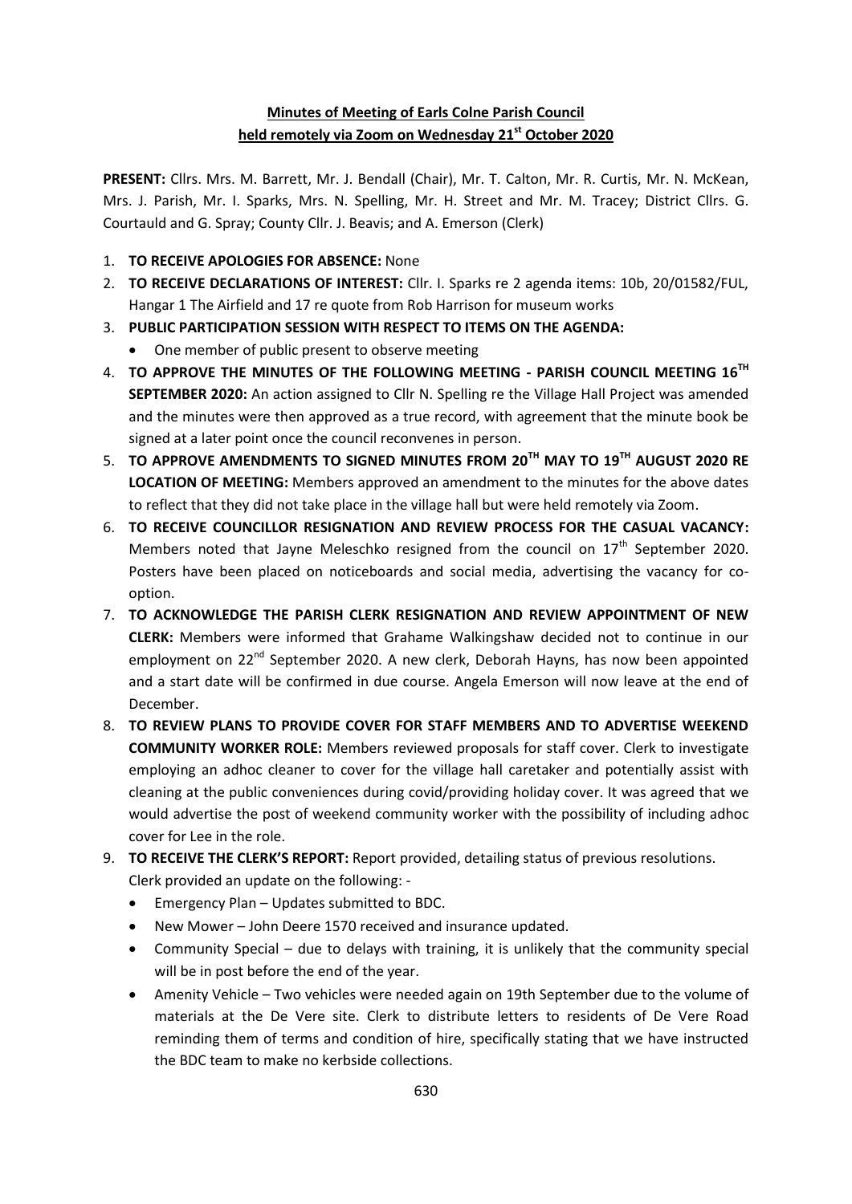**Minutes of Meeting of Earls Colne Parish Council**
**held remotely via Zoom on Wednesday 21st October 2020**

**PRESENT:** Cllrs. Mrs. M. Barrett, Mr. J. Bendall (Chair), Mr. T. Calton, Mr. R. Curtis, Mr. N. McKean, Mrs. J. Parish, Mr. I. Sparks, Mrs. N. Spelling, Mr. H. Street and Mr. M. Tracey; District Cllrs. G. Courtauld and G. Spray; County Cllr. J. Beavis; and A. Emerson (Clerk)

1. **TO RECEIVE APOLOGIES FOR ABSENCE:** None
2. **TO RECEIVE DECLARATIONS OF INTEREST:** Cllr. I. Sparks re 2 agenda items: 10b, 20/01582/FUL, Hangar 1 The Airfield and 17 re quote from Rob Harrison for museum works
3. **PUBLIC PARTICIPATION SESSION WITH RESPECT TO ITEMS ON THE AGENDA:**
   - One member of public present to observe meeting
4. **TO APPROVE THE MINUTES OF THE FOLLOWING MEETING - PARISH COUNCIL MEETING 16TH SEPTEMBER 2020:** An action assigned to Cllr N. Spelling re the Village Hall Project was amended and the minutes were then approved as a true record, with agreement that the minute book be signed at a later point once the council reconvenes in person.
5. **TO APPROVE AMENDMENTS TO SIGNED MINUTES FROM 20TH MAY TO 19TH AUGUST 2020 RE LOCATION OF MEETING:** Members approved an amendment to the minutes for the above dates to reflect that they did not take place in the village hall but were held remotely via Zoom.
6. **TO RECEIVE COUNCILLOR RESIGNATION AND REVIEW PROCESS FOR THE CASUAL VACANCY:** Members noted that Jayne Meleschko resigned from the council on 17th September 2020. Posters have been placed on noticeboards and social media, advertising the vacancy for co-option.
7. **TO ACKNOWLEDGE THE PARISH CLERK RESIGNATION AND REVIEW APPOINTMENT OF NEW CLERK:** Members were informed that Grahame Walkingshaw decided not to continue in our employment on 22nd September 2020. A new clerk, Deborah Hayns, has now been appointed and a start date will be confirmed in due course. Angela Emerson will now leave at the end of December.
8. **TO REVIEW PLANS TO PROVIDE COVER FOR STAFF MEMBERS AND TO ADVERTISE WEEKEND COMMUNITY WORKER ROLE:** Members reviewed proposals for staff cover. Clerk to investigate employing an adhoc cleaner to cover for the village hall caretaker and potentially assist with cleaning at the public conveniences during covid/providing holiday cover. It was agreed that we would advertise the post of weekend community worker with the possibility of including adhoc cover for Lee in the role.
9. **TO RECEIVE THE CLERK'S REPORT:** Report provided, detailing status of previous resolutions.
   Clerk provided an update on the following: -
   - Emergency Plan – Updates submitted to BDC.
   - New Mower – John Deere 1570 received and insurance updated.
   - Community Special – due to delays with training, it is unlikely that the community special will be in post before the end of the year.
   - Amenity Vehicle – Two vehicles were needed again on 19th September due to the volume of materials at the De Vere site. Clerk to distribute letters to residents of De Vere Road reminding them of terms and condition of hire, specifically stating that we have instructed the BDC team to make no kerbside collections.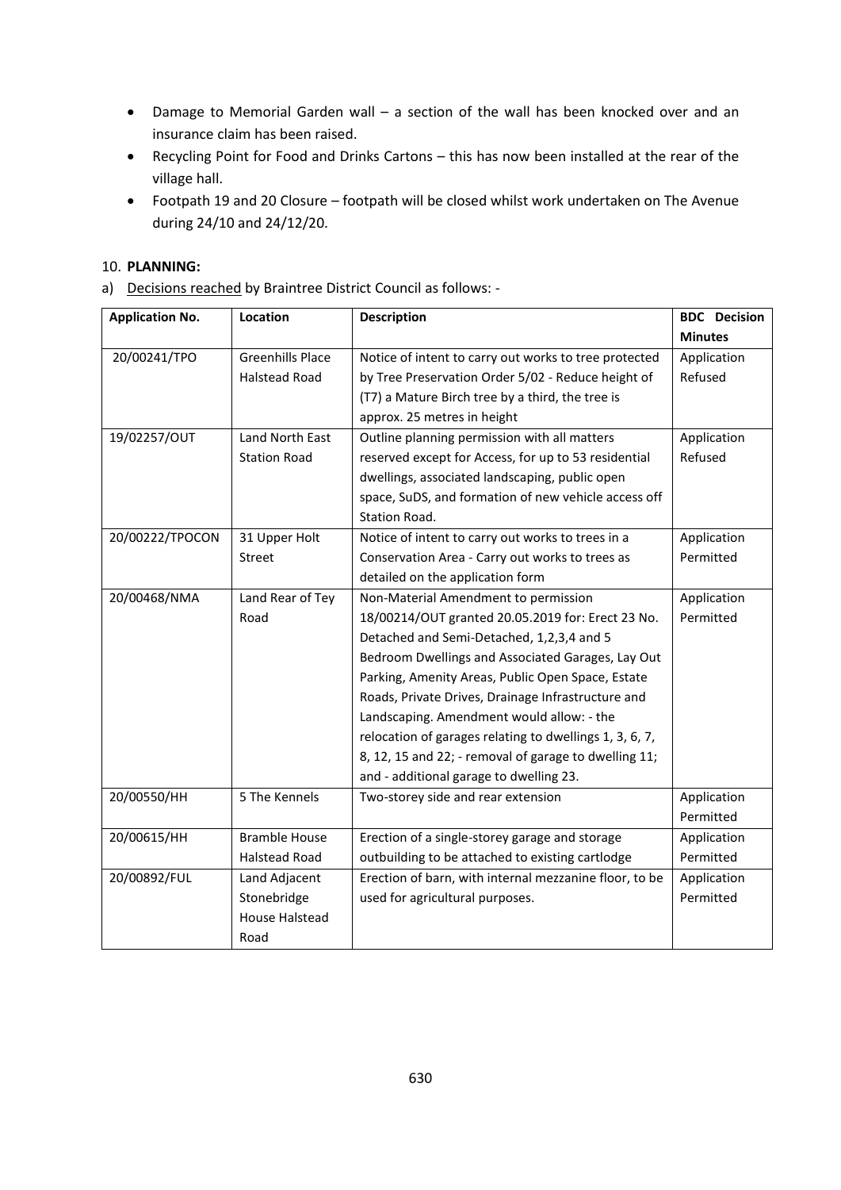- Damage to Memorial Garden wall – a section of the wall has been knocked over and an insurance claim has been raised.
- Recycling Point for Food and Drinks Cartons – this has now been installed at the rear of the village hall.
- Footpath 19 and 20 Closure – footpath will be closed whilst work undertaken on The Avenue during 24/10 and 24/12/20.

10. **PLANNING:**

a) Decisions reached by Braintree District Council as follows: -

| Application No. | Location | Description | BDC Decision Minutes |
|---|---|---|---|
| 20/00241/TPO | Greenhills Place Halstead Road | Notice of intent to carry out works to tree protected by Tree Preservation Order 5/02 - Reduce height of (T7) a Mature Birch tree by a third, the tree is approx. 25 metres in height | Application Refused |
| 19/02257/OUT | Land North East Station Road | Outline planning permission with all matters reserved except for Access, for up to 53 residential dwellings, associated landscaping, public open space, SuDS, and formation of new vehicle access off Station Road. | Application Refused |
| 20/00222/TPOCON | 31 Upper Holt Street | Notice of intent to carry out works to trees in a Conservation Area - Carry out works to trees as detailed on the application form | Application Permitted |
| 20/00468/NMA | Land Rear of Tey Road | Non-Material Amendment to permission 18/00214/OUT granted 20.05.2019 for: Erect 23 No. Detached and Semi-Detached, 1,2,3,4 and 5 Bedroom Dwellings and Associated Garages, Lay Out Parking, Amenity Areas, Public Open Space, Estate Roads, Private Drives, Drainage Infrastructure and Landscaping. Amendment would allow: - the relocation of garages relating to dwellings 1, 3, 6, 7, 8, 12, 15 and 22; - removal of garage to dwelling 11; and - additional garage to dwelling 23. | Application Permitted |
| 20/00550/HH | 5 The Kennels | Two-storey side and rear extension | Application Permitted |
| 20/00615/HH | Bramble House Halstead Road | Erection of a single-storey garage and storage outbuilding to be attached to existing cartlodge | Application Permitted |
| 20/00892/FUL | Land Adjacent Stonebridge House Halstead Road | Erection of barn, with internal mezzanine floor, to be used for agricultural purposes. | Application Permitted |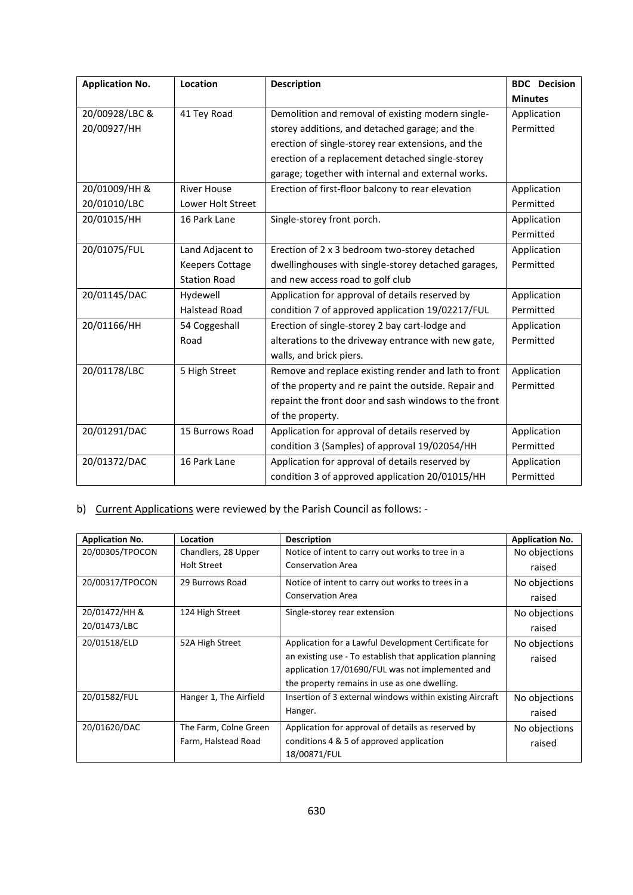| Application No. | Location | Description | BDC Decision Minutes |
|---|---|---|---|
| 20/00928/LBC & 20/00927/HH | 41 Tey Road | Demolition and removal of existing modern single-storey additions, and detached garage; and the erection of single-storey rear extensions, and the erection of a replacement detached single-storey garage; together with internal and external works. | Application Permitted |
| 20/01009/HH & 20/01010/LBC | River House Lower Holt Street | Erection of first-floor balcony to rear elevation | Application Permitted |
| 20/01015/HH | 16 Park Lane | Single-storey front porch. | Application Permitted |
| 20/01075/FUL | Land Adjacent to Keepers Cottage Station Road | Erection of 2 x 3 bedroom two-storey detached dwellinghouses with single-storey detached garages, and new access road to golf club | Application Permitted |
| 20/01145/DAC | Hydewell Halstead Road | Application for approval of details reserved by condition 7 of approved application 19/02217/FUL | Application Permitted |
| 20/01166/HH | 54 Coggeshall Road | Erection of single-storey 2 bay cart-lodge and alterations to the driveway entrance with new gate, walls, and brick piers. | Application Permitted |
| 20/01178/LBC | 5 High Street | Remove and replace existing render and lath to front of the property and re paint the outside. Repair and repaint the front door and sash windows to the front of the property. | Application Permitted |
| 20/01291/DAC | 15 Burrows Road | Application for approval of details reserved by condition 3 (Samples) of approval 19/02054/HH | Application Permitted |
| 20/01372/DAC | 16 Park Lane | Application for approval of details reserved by condition 3 of approved application 20/01015/HH | Application Permitted |

b) <u>Current Applications</u> were reviewed by the Parish Council as follows: -

| Application No. | Location | Description | Application No. |
|---|---|---|---|
| 20/00305/TPOCON | Chandlers, 28 Upper Holt Street | Notice of intent to carry out works to tree in a Conservation Area | No objections raised |
| 20/00317/TPOCON | 29 Burrows Road | Notice of intent to carry out works to trees in a Conservation Area | No objections raised |
| 20/01472/HH & 20/01473/LBC | 124 High Street | Single-storey rear extension | No objections raised |
| 20/01518/ELD | 52A High Street | Application for a Lawful Development Certificate for an existing use - To establish that application planning application 17/01690/FUL was not implemented and the property remains in use as one dwelling. | No objections raised |
| 20/01582/FUL | Hanger 1, The Airfield | Insertion of 3 external windows within existing Aircraft Hanger. | No objections raised |
| 20/01620/DAC | The Farm, Colne Green Farm, Halstead Road | Application for approval of details as reserved by conditions 4 & 5 of approved application 18/00871/FUL | No objections raised |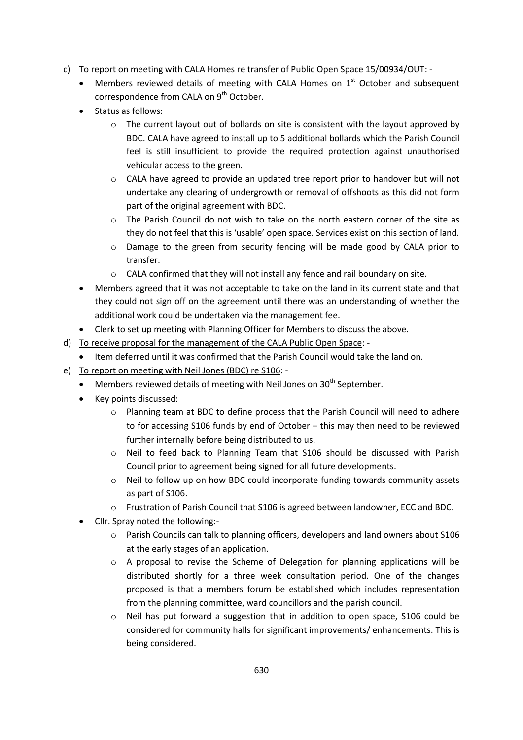c) <u>To report on meeting with CALA Homes re transfer of Public Open Space 15/00934/OUT</u>: -

- Members reviewed details of meeting with CALA Homes on 1st October and subsequent correspondence from CALA on 9th October.
- Status as follows:
  - The current layout out of bollards on site is consistent with the layout approved by BDC. CALA have agreed to install up to 5 additional bollards which the Parish Council feel is still insufficient to provide the required protection against unauthorised vehicular access to the green.
  - CALA have agreed to provide an updated tree report prior to handover but will not undertake any clearing of undergrowth or removal of offshoots as this did not form part of the original agreement with BDC.
  - The Parish Council do not wish to take on the north eastern corner of the site as they do not feel that this is 'usable' open space. Services exist on this section of land.
  - Damage to the green from security fencing will be made good by CALA prior to transfer.
  - CALA confirmed that they will not install any fence and rail boundary on site.
- Members agreed that it was not acceptable to take on the land in its current state and that they could not sign off on the agreement until there was an understanding of whether the additional work could be undertaken via the management fee.
- Clerk to set up meeting with Planning Officer for Members to discuss the above.

d) <u>To receive proposal for the management of the CALA Public Open Space</u>: -

- Item deferred until it was confirmed that the Parish Council would take the land on.

e) <u>To report on meeting with Neil Jones (BDC) re S106</u>: -

- Members reviewed details of meeting with Neil Jones on 30th September.
- Key points discussed:
  - Planning team at BDC to define process that the Parish Council will need to adhere to for accessing S106 funds by end of October – this may then need to be reviewed further internally before being distributed to us.
  - Neil to feed back to Planning Team that S106 should be discussed with Parish Council prior to agreement being signed for all future developments.
  - Neil to follow up on how BDC could incorporate funding towards community assets as part of S106.
  - Frustration of Parish Council that S106 is agreed between landowner, ECC and BDC.
- Cllr. Spray noted the following:-
  - Parish Councils can talk to planning officers, developers and land owners about S106 at the early stages of an application.
  - A proposal to revise the Scheme of Delegation for planning applications will be distributed shortly for a three week consultation period. One of the changes proposed is that a members forum be established which includes representation from the planning committee, ward councillors and the parish council.
  - Neil has put forward a suggestion that in addition to open space, S106 could be considered for community halls for significant improvements/ enhancements. This is being considered.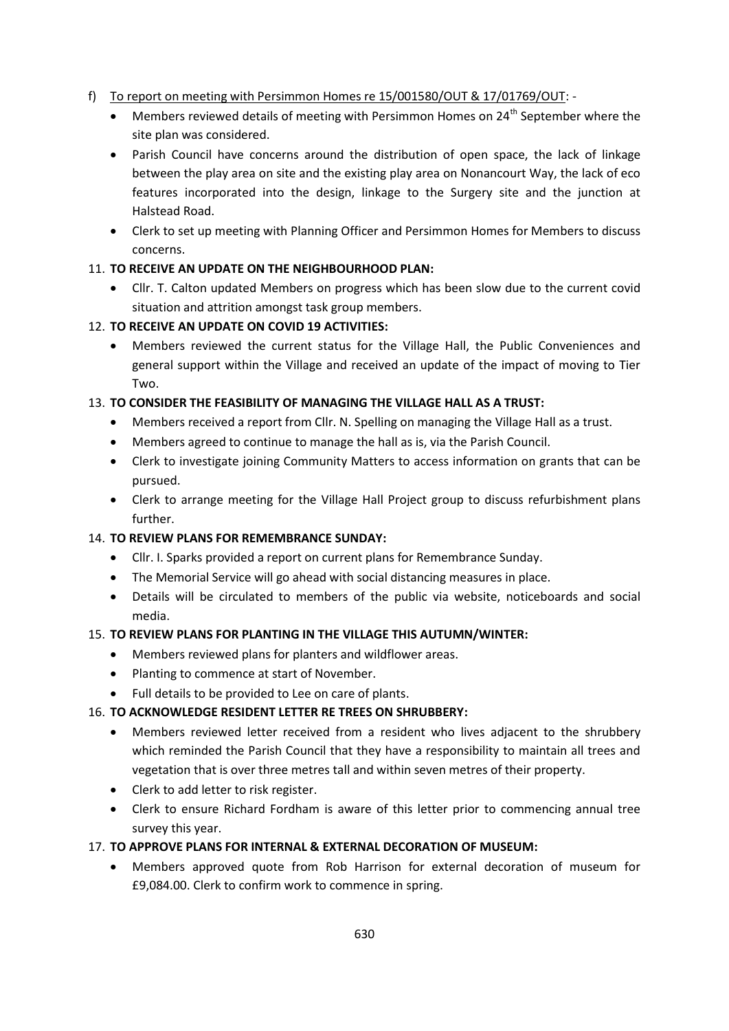f) <u>To report on meeting with Persimmon Homes re 15/001580/OUT & 17/01769/OUT</u>: -
   - Members reviewed details of meeting with Persimmon Homes on 24th September where the site plan was considered.
   - Parish Council have concerns around the distribution of open space, the lack of linkage between the play area on site and the existing play area on Nonancourt Way, the lack of eco features incorporated into the design, linkage to the Surgery site and the junction at Halstead Road.
   - Clerk to set up meeting with Planning Officer and Persimmon Homes for Members to discuss concerns.

11. **TO RECEIVE AN UPDATE ON THE NEIGHBOURHOOD PLAN:**
    - Cllr. T. Calton updated Members on progress which has been slow due to the current covid situation and attrition amongst task group members.

12. **TO RECEIVE AN UPDATE ON COVID 19 ACTIVITIES:**
    - Members reviewed the current status for the Village Hall, the Public Conveniences and general support within the Village and received an update of the impact of moving to Tier Two.

13. **TO CONSIDER THE FEASIBILITY OF MANAGING THE VILLAGE HALL AS A TRUST:**
    - Members received a report from Cllr. N. Spelling on managing the Village Hall as a trust.
    - Members agreed to continue to manage the hall as is, via the Parish Council.
    - Clerk to investigate joining Community Matters to access information on grants that can be pursued.
    - Clerk to arrange meeting for the Village Hall Project group to discuss refurbishment plans further.

14. **TO REVIEW PLANS FOR REMEMBRANCE SUNDAY:**
    - Cllr. I. Sparks provided a report on current plans for Remembrance Sunday.
    - The Memorial Service will go ahead with social distancing measures in place.
    - Details will be circulated to members of the public via website, noticeboards and social media.

15. **TO REVIEW PLANS FOR PLANTING IN THE VILLAGE THIS AUTUMN/WINTER:**
    - Members reviewed plans for planters and wildflower areas.
    - Planting to commence at start of November.
    - Full details to be provided to Lee on care of plants.

16. **TO ACKNOWLEDGE RESIDENT LETTER RE TREES ON SHRUBBERY:**
    - Members reviewed letter received from a resident who lives adjacent to the shrubbery which reminded the Parish Council that they have a responsibility to maintain all trees and vegetation that is over three metres tall and within seven metres of their property.
    - Clerk to add letter to risk register.
    - Clerk to ensure Richard Fordham is aware of this letter prior to commencing annual tree survey this year.

17. **TO APPROVE PLANS FOR INTERNAL & EXTERNAL DECORATION OF MUSEUM:**
    - Members approved quote from Rob Harrison for external decoration of museum for £9,084.00. Clerk to confirm work to commence in spring.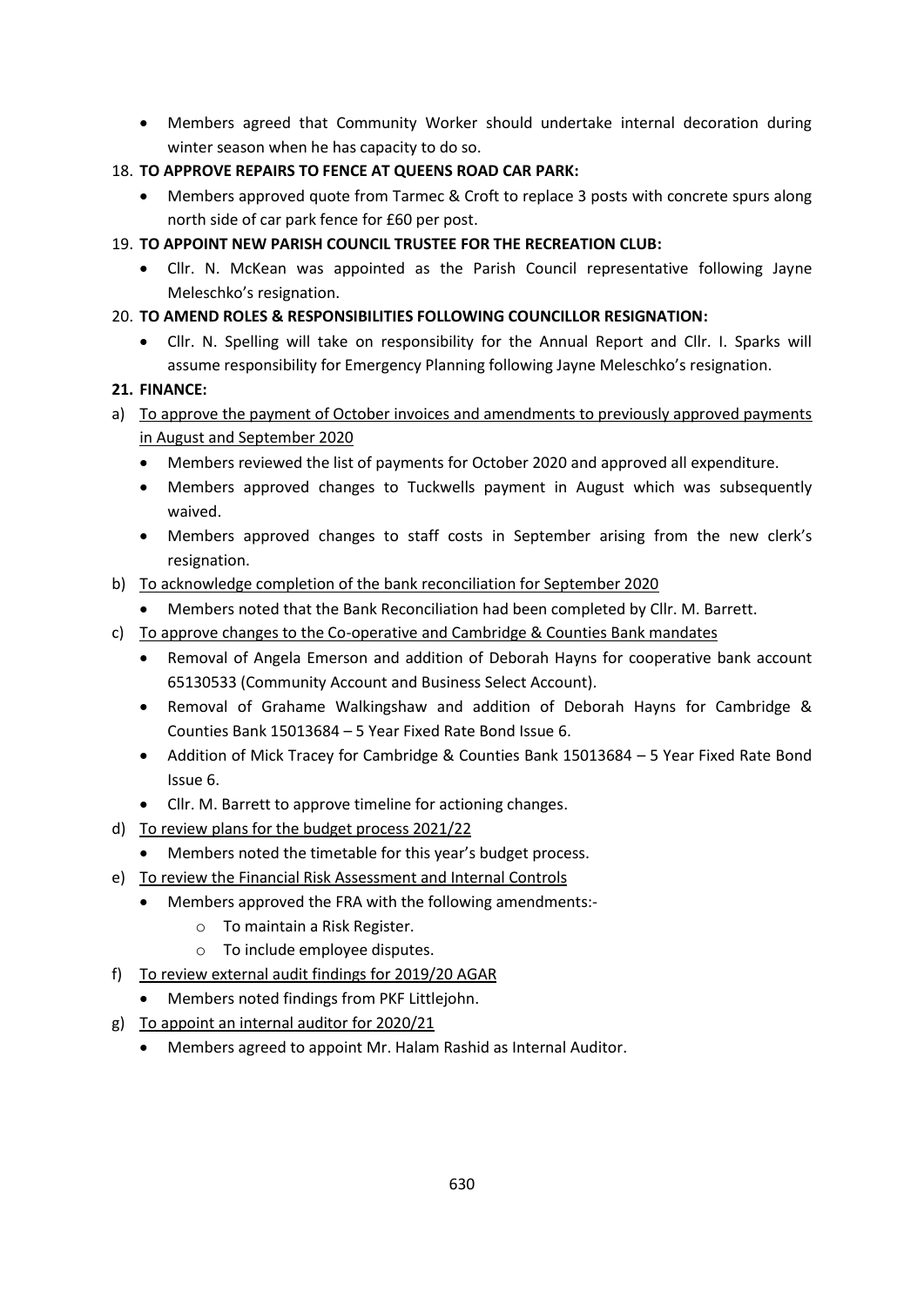- Members agreed that Community Worker should undertake internal decoration during winter season when he has capacity to do so.

18. **TO APPROVE REPAIRS TO FENCE AT QUEENS ROAD CAR PARK:**
    - Members approved quote from Tarmec & Croft to replace 3 posts with concrete spurs along north side of car park fence for £60 per post.
19. **TO APPOINT NEW PARISH COUNCIL TRUSTEE FOR THE RECREATION CLUB:**
    - Cllr. N. McKean was appointed as the Parish Council representative following Jayne Meleschko's resignation.
20. **TO AMEND ROLES & RESPONSIBILITIES FOLLOWING COUNCILLOR RESIGNATION:**
    - Cllr. N. Spelling will take on responsibility for the Annual Report and Cllr. I. Sparks will assume responsibility for Emergency Planning following Jayne Meleschko's resignation.
21. **FINANCE:**

a) <u>To approve the payment of October invoices and amendments to previously approved payments in August and September 2020</u>
   - Members reviewed the list of payments for October 2020 and approved all expenditure.
   - Members approved changes to Tuckwells payment in August which was subsequently waived.
   - Members approved changes to staff costs in September arising from the new clerk's resignation.

b) <u>To acknowledge completion of the bank reconciliation for September 2020</u>
   - Members noted that the Bank Reconciliation had been completed by Cllr. M. Barrett.

c) <u>To approve changes to the Co-operative and Cambridge & Counties Bank mandates</u>
   - Removal of Angela Emerson and addition of Deborah Hayns for cooperative bank account 65130533 (Community Account and Business Select Account).
   - Removal of Grahame Walkingshaw and addition of Deborah Hayns for Cambridge & Counties Bank 15013684 – 5 Year Fixed Rate Bond Issue 6.
   - Addition of Mick Tracey for Cambridge & Counties Bank 15013684 – 5 Year Fixed Rate Bond Issue 6.
   - Cllr. M. Barrett to approve timeline for actioning changes.

d) <u>To review plans for the budget process 2021/22</u>
   - Members noted the timetable for this year's budget process.

e) <u>To review the Financial Risk Assessment and Internal Controls</u>
   - Members approved the FRA with the following amendments:-
     - To maintain a Risk Register.
     - To include employee disputes.

f) <u>To review external audit findings for 2019/20 AGAR</u>
   - Members noted findings from PKF Littlejohn.

g) <u>To appoint an internal auditor for 2020/21</u>
   - Members agreed to appoint Mr. Halam Rashid as Internal Auditor.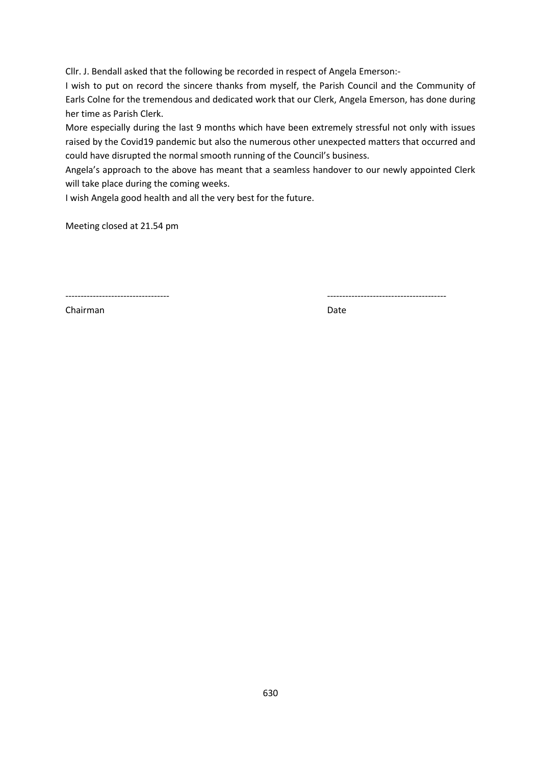Cllr. J. Bendall asked that the following be recorded in respect of Angela Emerson:-

I wish to put on record the sincere thanks from myself, the Parish Council and the Community of Earls Colne for the tremendous and dedicated work that our Clerk, Angela Emerson, has done during her time as Parish Clerk.

More especially during the last 9 months which have been extremely stressful not only with issues raised by the Covid19 pandemic but also the numerous other unexpected matters that occurred and could have disrupted the normal smooth running of the Council's business.

Angela's approach to the above has meant that a seamless handover to our newly appointed Clerk will take place during the coming weeks.

I wish Angela good health and all the very best for the future.

Meeting closed at 21.54 pm

---------------------------------- --------------------------------------

Chairman Date